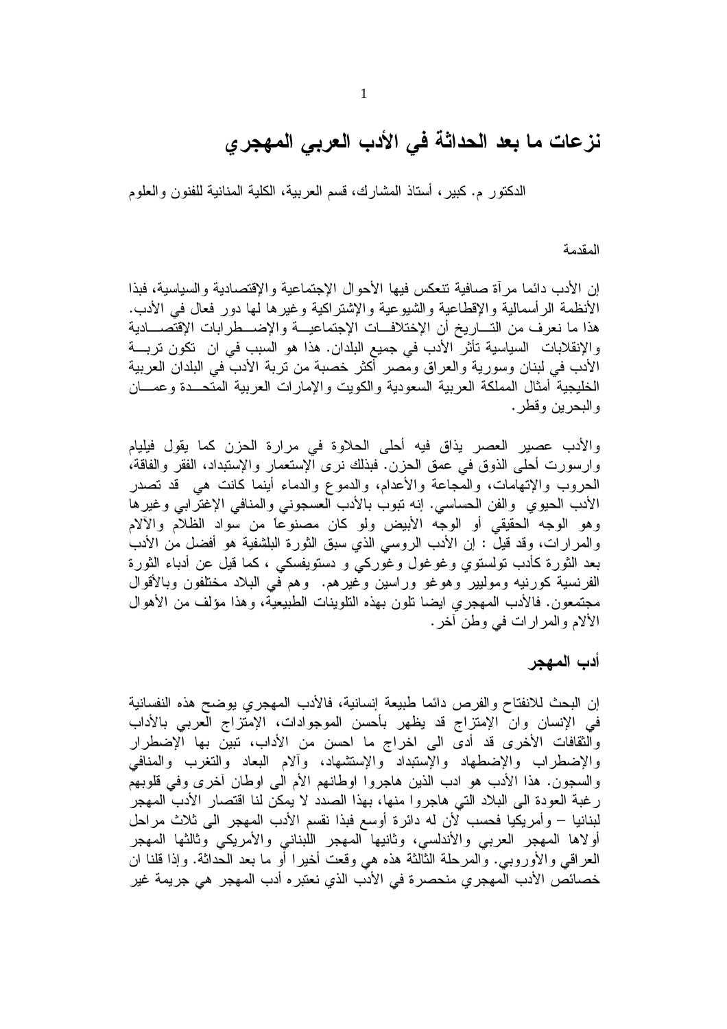# نزعات ما بعد الحداثة في الأدب العربي المهجري

الدكتور م. كبير، أستاذ المشارك، قسم العربية، الكلية المنانية للفنون والعلوم

المقدمة

إن الأدب دائما مرآة صافية تنعكس فيها الأحوال الإجتماعية والإقتصادية والسياسية، فبذا الأنظمة الرأسمالية والإقطاعية والشيوعية والإشتراكية وغيرها لها دور فعال في الأدب. هذا ما نعرف من التاريخ أن الإختلافات الإجتماعية والإضطرابات الإقتصادية والإنقلابات السياسية تأثر الأدب في جميع البلدان. هذا هو السبب في ان تكون تربة الأدب في لبنان وسورية والعراق ومصر أكثر خصبة من تربة الأدب في البلدان العربية الخليجية أمثال المملكة العربية السعودية والكويت والإمارات العربية المتحدة وعمان والبحرين وقطر.

والأدب عصير العصر يذاق فيه أحلى الحلاوة في مرارة الحزن كما يقول فيليام وارسورت أحلى الذوق في عمق الحزن. فبذلك نرى الإستعمار والإستبداد، الفقر والفاقة، الحروب والإتهامات، والمجاعة والأعدام، والدموع والدماء أينما كانت هي قد تصدر الأدب الحيوي والفن الحساسي. إنه تبوب بالأدب العسجوني والمنافي الإغترابي وغيرها وهو الوجه الحقيقي أو الوجه الأبيض ولو كان مصنوعاً من سواد الظلام والآلام والمرارات، وقد قيل : إن الأدب الروسي الذي سبق الثورة البلشفية هو أفضل من الأدب بعد الثورة كأدب تولستوي وغوغول وغوركي و دستويفسكي ، كما قيل عن أدباء الثورة الفرنسية كورنيه وموليير وهوغو وراسين وغيرهم. وهم في البلاد مختلفون وبالأقوال مجتمعون. فالأدب المهجري ايضا تلون بهذه التلوينات الطبيعية، وهذا مؤلف من الأهوال الألام والمرارات في وطن آخر.

## أدب المهجر

إن البحث للانفتاح والفرص دائما طبيعة إنسانية، فالأدب المهجري يوضح هذه النفسانية في الإنسان وان الإمتزاج قد يظهر بأحسن الموجوادات، الإمتزاج العربي بالأداب والثقافات الأخرى قد أدى الى اخراج ما احسن من الأداب، تبين بها الإضطرار والإضطراب والإضطهاد والإستبداد والإستشهاد، وآلام البعاد والتغرب والمنافي والسجون. هذا الأدب هو ادب الذين هاجروا اوطانهم الأم الى اوطان آخرى وفي قلوبهم رغبة العودة الى البلاد التي هاجروا منها، بهذا الصدد لا يمكن لنا اقتصار الأدب المهجر لبنانيا – وأمريكيا فحسب لأن له دائرة أوسع فبذا نقسم الأدب المهجر الى ثلاث مراحل أولاها المهجر العربي والأندلسي، وثانيها المهجر اللبناني والأمريكي وثالثها المهجر العراقي والأوروبي. والمرحلة الثالثة هذه هي وقعت أخيرا أو ما بعد الحداثة. وإذا قلنا ان خصائص الأدب المهجري منحصرة في الأدب الذي نعتبره أدب المهجر هي جريمة غير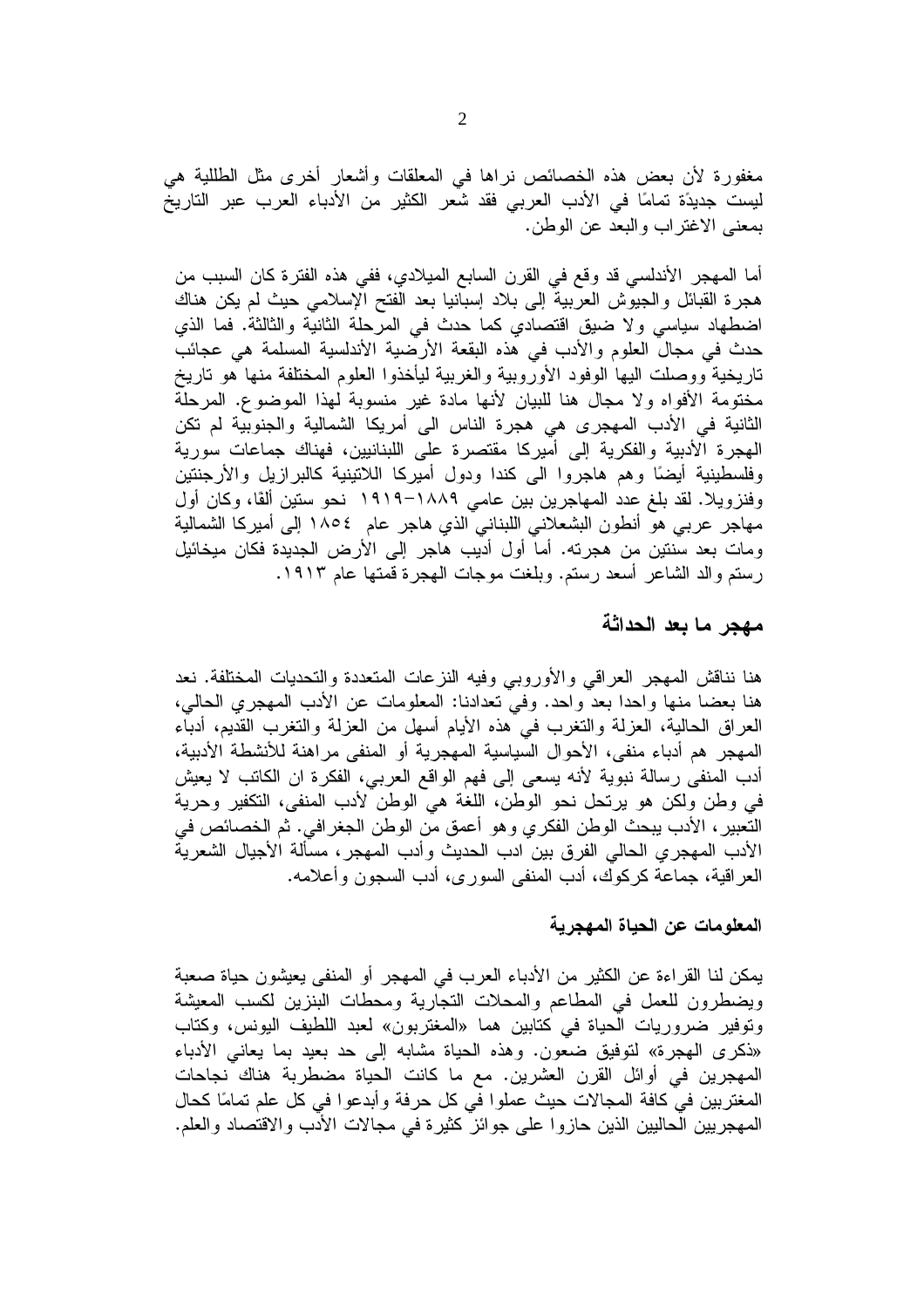مغفورة لأن بعض هذه الخصائص نراها في المعلقات وأشعار أخرى مثل الطللية هي ليست جديدًة تمامًا في الأدب العربي فقد شعر الكثير من الأدباء العرب عبر التاريخ بمعنى الاغتراب والبعد عن الوطن.

أما المهجر الأندلسي قد وقع في القرن السابع الميلادي، ففي هذه الفترة كان السبب من هجرة القبائل والجيوش العربية إلى بلاد إسبانيا بعد الفتح الإسلامي حيث لم يكن هناك اضطهاد سياسي ولا ضيق اقتصادي كما حدث في المرحلة الثانية والثالثة. فما الذي حدث في مجال العلوم والأدب في هذه البقعة الأرضية الأندلسية المسلمة هي عجائب تاريخية ووصلت اليها الوفود الأوروبية والغربية ليأخذوا العلوم المختلفة منها هو تاريخ مختومة الأفواه ولا مجال هنا للبيان لأنها مادة غير منسوبة لهذا الموضوع. المرحلة الثانية في الأدب المهجرى هي هجرة الناس الى أمريكا الشمالية والجنوبية لم تكن الهجرة الأدبية والفكرية إلى أميركا مقتصرة على اللبنانيين، فهناك جماعات سورية وفلسطينية أيضًا وهم هاجروا الى كندا ودول أميركا اللاتينية كالبرازيل والأرجنتين وفنزويلا. لقد بلغ عدد المهاجرين بين عامي ١٨٨٩–١٩١٩ نحو ستين ألفًا، وكان أول مهاجر عربي هو أنطون البشعلاني اللبناني الذي هاجر عام ١٨٥٤ إلى أميركا الشمالية ومات بعد سنتين من هجرته. أما أول أديب هاجر إلى الأرض الجديدة فكان ميخائيل رستم والد الشاعر أسعد رستم. وبلغت موجات الهجرة قمتها عام ١٩١٣.

## مهجر ما بعد الحداثة

هنا نناقش المهجر العراقي والأوروبي وفيه النزعات المتعددة والتحديات المختلفة. نعد هنا بعضا منها واحدا بعد واحد. وفي تعدادنا: المعلومات عن الأدب المهجري الحالي، العراق الحالية، العزلة والتغرب في هذه الأيام أسهل من العزلة والتغرب القديم، أدباء المهجر هم أدباء منفى، الأحوال السياسية المهجرية أو المنفى مراهنة للأنشطة الأدبية، أدب المنفى رسالة نبوية لأنه يسعى إلى فهم الواقع العربي، الفكرة ان الكاتب لا يعيش في وطن ولكن هو يرتحل نحو الوطن، اللغة هي الوطن لأدب المنفى، التكفير وحرية التعبير، الأدب يبحث الوطن الفكري وهو أعمق من الوطن الجغرافي. ثم الخصائص في الأدب المهجري الحالي الفرق بين ادب الحديث وأدب المهجر، مسألة الأجيال الشعرية العراقية، جماعة كركوك، أدب المنفى السورى، أدب السجون وأعلامه.

### المعلومات عن الحياة المهجرية

يمكن لنا القراءة عن الكثير من الأدباء العرب في المهجر أو المنفى يعيشون حياة صعبة ويضطرون للعمل في المطاعم والمحلات التجارية ومحطات البنزين لكسب المعيشة وتوفير ضروريات الحياة في كتابين هما «المغتربون» لعبد اللطيف اليونس، وكتاب «ذكرى الهجرة» لتوفيق ضعون. وهذه الحياة مشابه إلى حد بعيد بما يعاني الأدباء المهجرين في أوائل القرن العشرين. مع ما كانت الحياة مضطربة هناك نجاحات المغتربين في كافة المجالات حيث عملوا في كل حرفة وأبدعوا في كل علم تمامًا كحال المهجريين الحاليين الذين حازوا على جوائز كثيرة في مجالات الأدب والاقتصاد والعلم.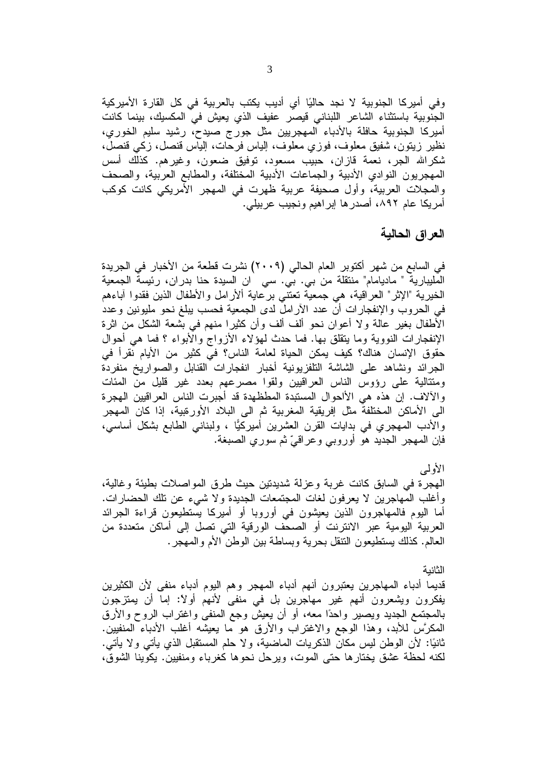وفي أميركا الجنوبية لا نجد حاليًا أي أديب يكتب بالعربية في كل القارة الأميركية الجنوبية باستثناء الشاعر اللبناني قيصر عفيف الذي يعيش في المكسيك، بينما كانت أميركا الجنوبية حافلة بالأدباء المهجريين مثل جورج صيدح، رشيد سليم الخوري، نظير زيتون، شفيق معلوف، فوزي معلوف، إلياس فرحات، إلياس قنصل، زكي قنصل، شكرالله الجر، نعمة قازان، حبيب مسعود، توفيق ضعون، وغيرهم. كذلك أسس المهجريون النوادي الأدبية والجماعات الأدبية المختلفة، والمطابع العربية، والصحف والمجلات العربية، وأول صحيفة عربية ظهرت في المهجر الأمريكي كانت كوكب أمريكا عام ٨٩٢، أصدرها إبراهيم ونجيب عربيلي.

## العراق الحالية

في السابع من شهر أكتوبر العام الحالي (٢٠٠٩) نشرت قطعة من الأخبار في الجريدة المليبارية " مادیامام" منتقلة من بي. بي. سي ان السيدة حنا بدران، رئيسة الجمعية الخيرية "الإثر" العراقية، هي جمعية تعتني برعاية الأرامل والأطفال الذين فقدوا آباءهم في الحروب والإنفجارات أن عدد الآرامل لدى الجمعية فحسب يبلغ نحو مليونين وعدد الأطفال بغير عالة ولا أعوان نحو ألف ألف وأن كثيرا منهم في بشعة الشكل من اثرة الإنفجارات النووية وما يتقلق بها. فما حدث لهؤلاء الأزواج والأبواء ؟ فما هي أحوال حقوق الإنسان هناك؟ كيف يمكن الحياة لعامة الناس؟ في كثير من الأيام نقرأ في الجرائد ونشاهد على الشاشة التلفزيونية أخبار انفجارات القنابل والصواريخ منفردة ومتتالية على رؤوس الناس العراقيين ولقوا مصرعهم بعدد غير قليل من المئات والآلاف. إن هذه هي الأحوال المستبدة المطظهدة قد أجبرت الناس العراقيين الهجرة الى الأماكن المختلفة مثل إفريقية المغربية ثم الى البلاد الأورقبية، إذا كان المهجر والأدب المهجري في بدايات القرن العشرين أميركيًا ، ولبناني الطابع بشكل أساسي، فإن المهجر الجديد هو أوروبي وعراقيّ ثم سوري الصبغة.

الأولى

الهجرة في السابق كانت غربة وعزلة شديدتين حيث طرق المواصلات بطيئة وغالية، وأغلب المهاجرين لا يعرفون لغات المجتمعات الجديدة ولا شيء عن تلك الحضارات. أما اليوم فالمهاجرون الذين يعيشون في أوروبا أو أميركا يستطيعون قراءة الجرائد العربية اليومية عبر الانترنت أو الصحف الورقية التي تصل إلى أماكن متعددة من العالم. كذلك يستطيعون التنقل بحرية وبساطة بين الوطن الأم والمهجر.

الثانية

قديما أدباء المهاجرين يعتبرون أنهم أدباء المهجر وهم اليوم أدباء منفى لأن الكثيرين يفكرون ويشعرون أنهم غير مهاجرين بل في منفى لأنهم أولا: إما أن يمتزجون بالمجتمع الجديد ويصير واحدًا معه، أو أن يعيش وجع المنفى واغتراب الروح والأرق المكرَّس للأبد، وهذا الوجع والاغتراب والأرق هو ما يعيشه أغلب الأدباء المنفيين. ثانيًا: لأن الوطن ليس مكان الذكريات الماضية، ولا حلم المستقبل الذي يأتي ولا يأتي. لكنه لحظة عشق يختارها حتى الموت، ويرحل نحوها كغرباء ومنفيين. يكوينا الشوق،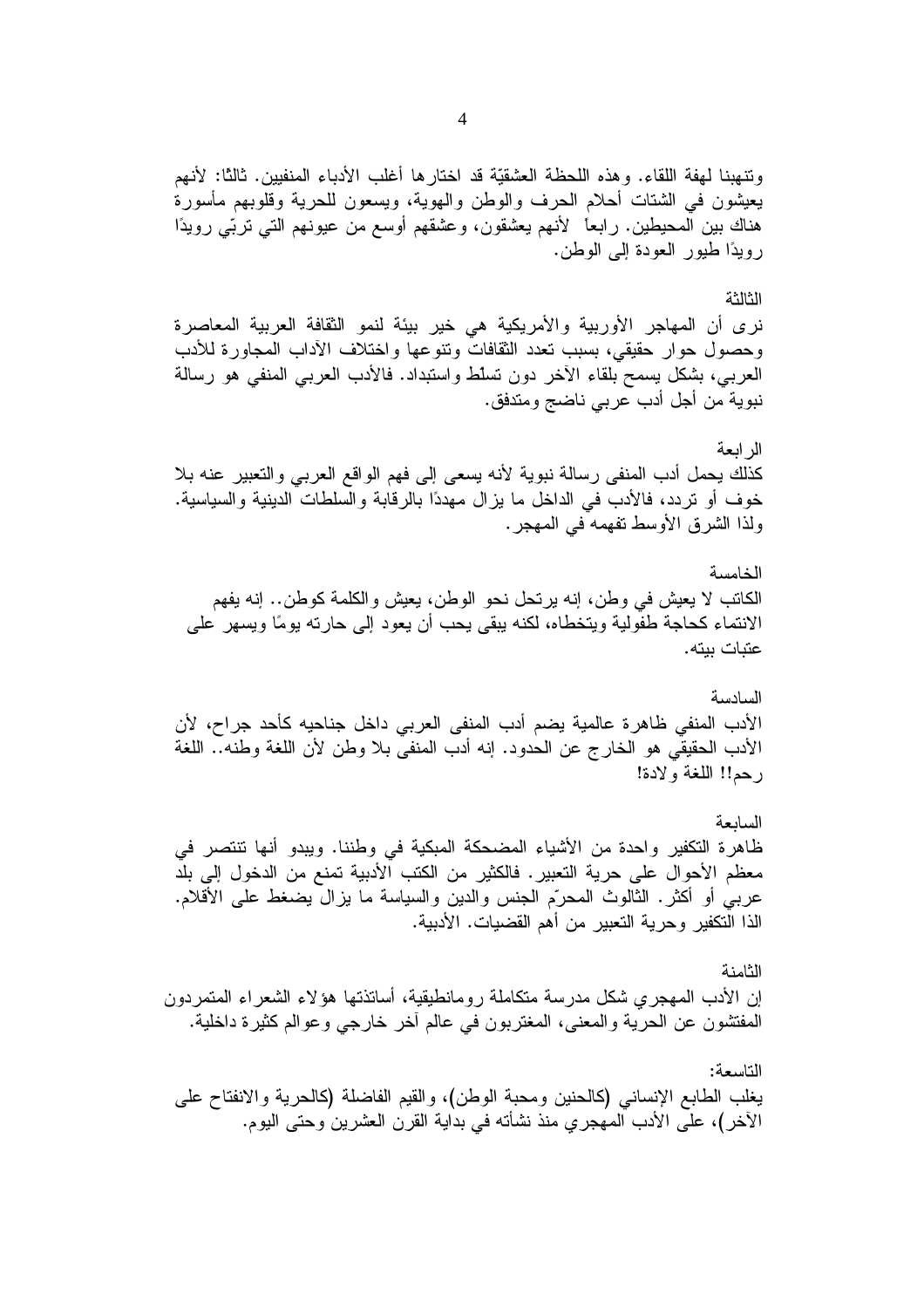وتنهبنا لهفة اللقاء. وهذه اللحظة العشقيّة قد اختارها أغلب الأدباء المنفيين. ثالثا: لأنهم يعيشون في الشتات أحلام الحرف والوطن والهوية، ويسعون للحرية وقلوبهم مأسورة هناك بين المحيطين. رابعاً لأنهم يعشقون، وعشقهم أوسع من عيونهم التي تربّي رويدًا رويدًا طيور العودة إلى الوطن.

الثالثة

نرى أن المهاجر الأوربية والأمريكية هي خير بيئة لنمو الثقافة العربية المعاصرة وحصول حوار حقيقي، بسبب تعدد الثقافات وتنوعها واختلاف الآداب المجاورة للأدب العربي، بشكل يسمح بلقاء الآخر دون تسلّط واستبداد. فالأدب العربي المنفي هو رسالة نبوية من أجل أدب عربي ناضج ومتدفق.

الرابعة

كذلك يحمل أدب المنفى رسالة نبوية لأنه يسعى إلى فهم الواقع العربي والتعبير عنه بلا خوف أو تردد، فالأدب في الداخل ما يزال مهددًا بالرقابة والسلطات الدينية والسياسية. ولذا الشرق الأوسط تفهمه في المهجر.

الخامسة

الكاتب لا يعيش في وطن، إنه يرتحل نحو الوطن، يعيش والكلمة كوطن.. إنه يفهم الانتماء كحاجة طفولية ويتخطاه، لكنه يبقى يحب أن يعود إلى حارته يومًا ويسهر على عتبات بيته.

السادسة

الأدب المنفي ظاهرة عالمية يضم أدب المنفى العربي داخل جناحيه كأحد جراح، لأن الأدب الحقيقي هو الخارج عن الحدود. إنه أدب المنفى بلا وطن لأن اللغة وطنه.. اللغة رحم!! اللغة ولادة!

السابعة

ظاهرة التكفير واحدة من الأشياء المضحكة المبكية في وطننا. ويبدو أنها تنتصر في معظم الأحوال على حرية التعبير. فالكثير من الكتب الأدبية تمنع من الدخول إلى بلد عربي أو أكثر. الثالوث المحرّم الجنس والدين والسياسة ما يزال يضغط على الأقلام. الذا التكفير وحرية التعبير من أهم القضيات. الأدبية.

الثامنة

إن الأدب المهجري شكل مدرسة متكاملة رومانطيقية، أساتذتها هؤلاء الشعراء المتمردون المفتشون عن الحرية والمعنى، المغتربون في عالم آخر خارجي وعوالم كثيرة داخلية.

التاسعة:

يغلب الطابع الإنساني (كالحنين ومحبة الوطن)، والقيم الفاضلة (كالحرية والانفتاح على الآخر)، على الأدب المهجري منذ نشأته في بداية القرن العشرين وحتى اليوم.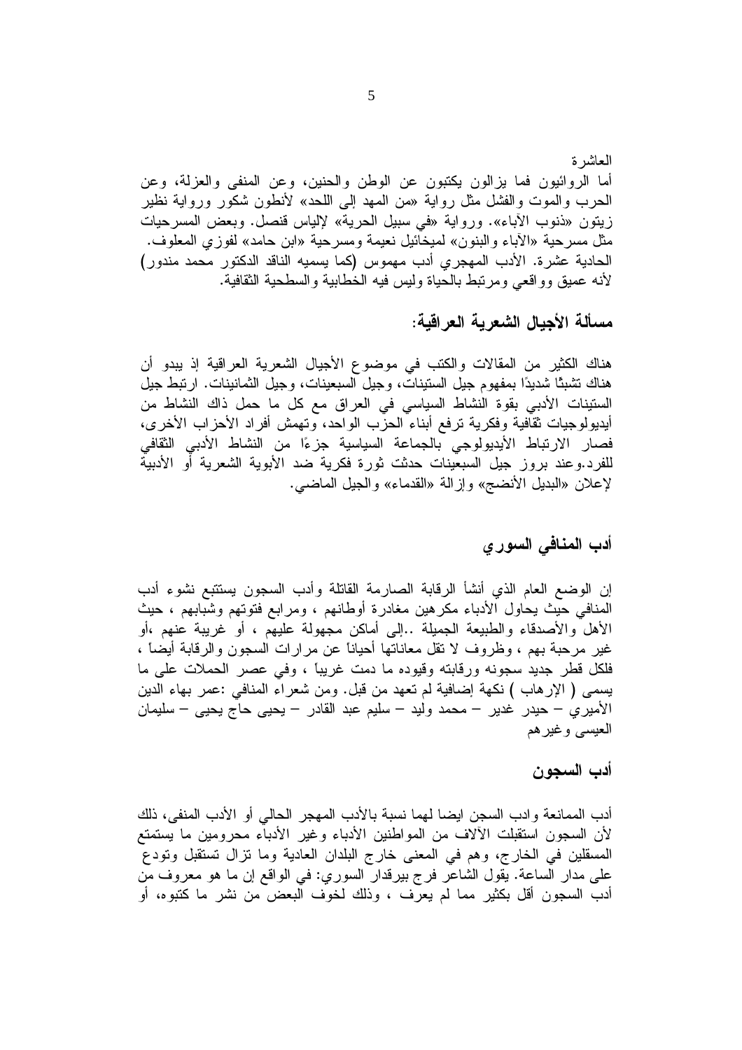العاشرة
أما الروائيون فما يزالون يكتبون عن الوطن والحنين، وعن المنفى والعزلة، وعن الحرب والموت والفشل مثل رواية «من المهد إلى اللحد» لأنطون شكور ورواية نظير زيتون «ذنوب الآباء». ورواية «في سبيل الحرية» لإلياس قنصل. وبعض المسرحيات مثل مسرحية «الآباء والبنون» لميخائيل نعيمة ومسرحية «ابن حامد» لفوزي المعلوف.
الحادية عشرة. الأدب المهجري أدب مهموس (كما يسميه الناقد الدكتور محمد مندور) لأنه عميق وواقعي ومرتبط بالحياة وليس فيه الخطابية والسطحية الثقافية.

## مسألة الأجيال الشعرية العراقية:

هناك الكثير من المقالات والكتب في موضوع الأجيال الشعرية العراقية إذ يبدو أن هناك تشبثًا شديدًا بمفهوم جيل الستينات، وجيل السبعينات، وجيل الثمانينات. ارتبط جيل الستينات الأدبي بقوة النشاط السياسي في العراق مع كل ما حمل ذلك النشاط من أيديولوجيات ثقافية وفكرية ترفع أبناء الحزب الواحد، وتهمش أفراد الأحزاب الأخرى، فصار الارتباط الأيديولوجي بالجماعة السياسية جزءًا من النشاط الأدبي الثقافي للفرد.وعند بروز جيل السبعينات حدثت ثورة فكرية ضد الأبوية الشعرية أو الأدبية لإعلان «البديل الأنضج» وإزالة «القدماء» والجيل الماضي.

## أدب المنافي السوري

إن الوضع العام الذي أنشأ الرقابة الصارمة القاتلة وأدب السجون يستتبع نشوء أدب المنافي حيث يحاول الأدباء مكرهين مغادرة أوطانهم ، ومرابع فتوتهم وشبابهم ، حيث الأهل والأصدقاء والطبيعة الجميلة ..إلى أماكن مجهولة عليهم ، أو غريبة عنهم ،أو غير مرحبة بهم ، وظروف لا تقل معاناتها أحياناً عن مرارات السجون والرقابة أيضاً ، فلكل قطر جديد سجونه ورقابته وقيوده ما دمت غريباً ، وفي عصر الحملات على ما يسمى ( الإرهاب ) نكهة إضافية لم تعهد من قبل. ومن شعراء المنافي :عمر بهاء الدين الأميري – حيدر غدير – محمد وليد – سليم عبد القادر – يحيى حاج يحيى – سليمان العيسى وغيرهم

## أدب السجون

أدب الممانعة وادب السجن ايضا لهما نسبة بالأدب المهجر الحالي أو الأدب المنفى، ذلك لأن السجون استقبلت الآلاف من المواطنين الأدباء وغير الأدباء محرومين ما يستمتع المسقلين في الخارج، وهم في المعنى خارج البلدان العادية وما تزال تستقبل وتودع على مدار الساعة. يقول الشاعر فرج بيرقدار السوري: في الواقع إن ما هو معروف من أدب السجون أقل بكثير مما لم يعرف ، وذلك لخوف البعض من نشر ما كتبوه، أو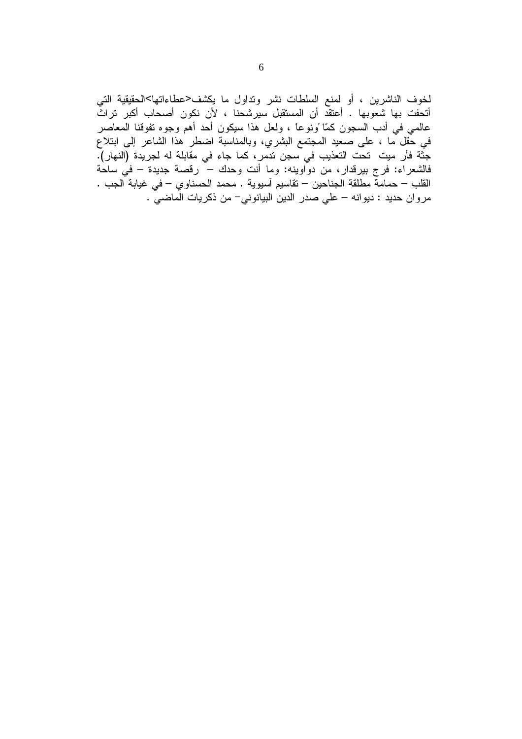لخوف الناشرين ، أو لمنع السلطات نشر وتداول ما يكشف<عطاءاتها>الحقيقية التي أتحفت بها شعوبها . أعتقد أن المستقبل سيرشحنا ، لأن نكون أصحاب أكبر تراث عالمي في أدب السجون كمّا ًونوعاً ، ولعل هذا سيكون أحد أهم وجوه تفوقنا المعاصر في حقل ما ، على صعيد المجتمع البشري، وبالمناسبة اضطر هذا الشاعر إلى ابتلاع جثة فأر ميت تحت التعذيب في سجن تدمر، كما جاء في مقابلة له لجريدة (النهار). فالشعراء: فرج بيرقدار، من دواوينه: وما أنت وحدك – رقصة جديدة – في ساحة القلب – حمامة مطلقة الجناحين – تقاسيم آسيوية . محمد الحسناوي – في غيابة الجب . مروان حديد : ديوانه – علي صدر الدين البيانوني– من ذكريات الماضي .